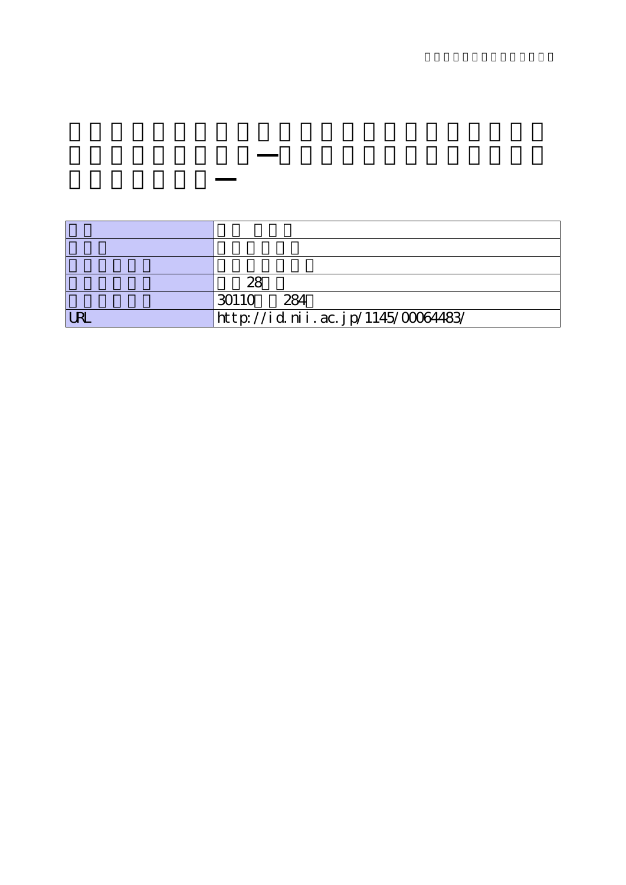| | |
|---|---|
| | |
| | |
| | |
| | 28 |
| | 30110 284 |
| URL | http://id.nii.ac.jp/1145/00064483/ |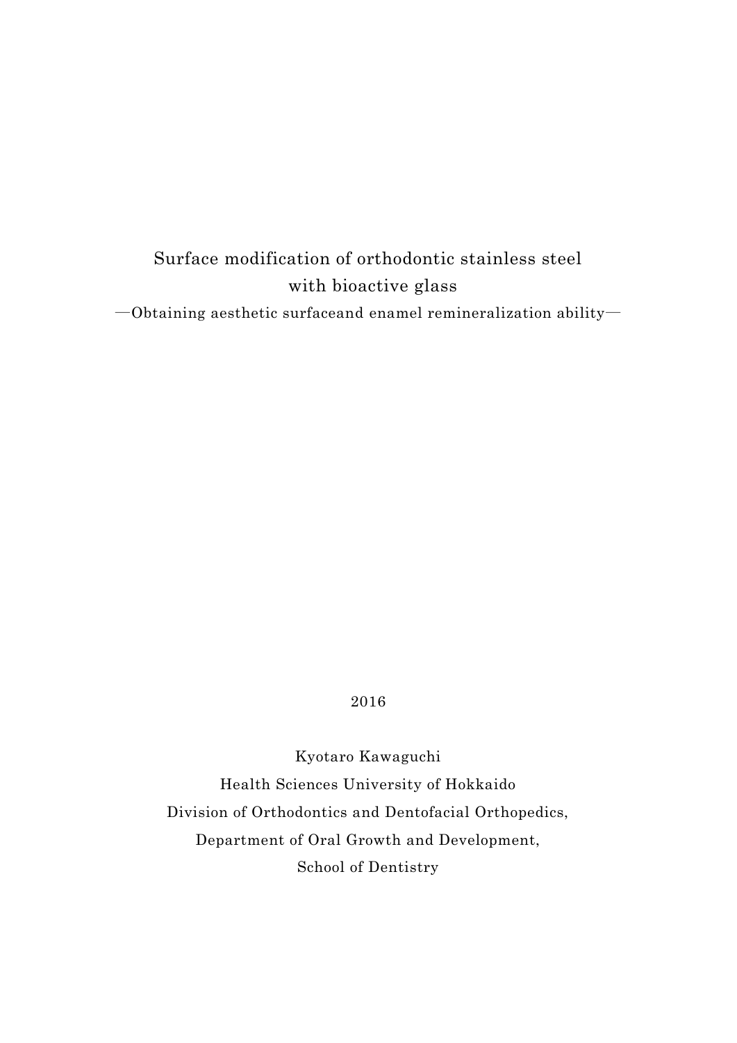# Surface modification of orthodontic stainless steel with bioactive glass

—Obtaining aesthetic surfaceand enamel remineralization ability—

2016

Kyotaro Kawaguchi

Health Sciences University of Hokkaido

Division of Orthodontics and Dentofacial Orthopedics,

Department of Oral Growth and Development,

School of Dentistry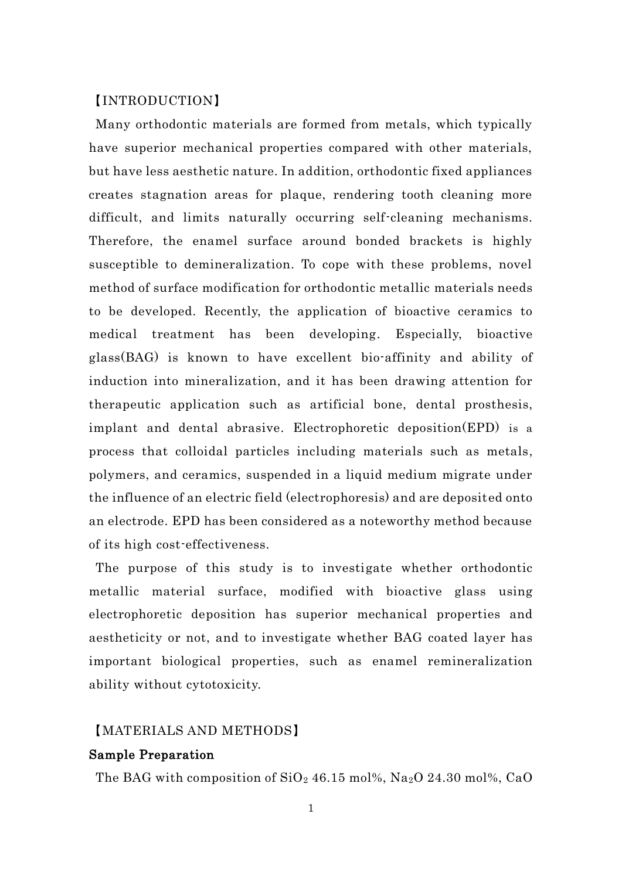## 【INTRODUCTION】

Many orthodontic materials are formed from metals, which typically have superior mechanical properties compared with other materials, but have less aesthetic nature. In addition, orthodontic fixed appliances creates stagnation areas for plaque, rendering tooth cleaning more difficult, and limits naturally occurring self-cleaning mechanisms. Therefore, the enamel surface around bonded brackets is highly susceptible to demineralization. To cope with these problems, novel method of surface modification for orthodontic metallic materials needs to be developed. Recently, the application of bioactive ceramics to medical treatment has been developing. Especially, bioactive glass(BAG) is known to have excellent bio-affinity and ability of induction into mineralization, and it has been drawing attention for therapeutic application such as artificial bone, dental prosthesis, implant and dental abrasive. Electrophoretic deposition(EPD) is a process that colloidal particles including materials such as metals, polymers, and ceramics, suspended in a liquid medium migrate under the influence of an electric field (electrophoresis) and are deposited onto an electrode. EPD has been considered as a noteworthy method because of its high cost-effectiveness.

The purpose of this study is to investigate whether orthodontic metallic material surface, modified with bioactive glass using electrophoretic deposition has superior mechanical properties and aestheticity or not, and to investigate whether BAG coated layer has important biological properties, such as enamel remineralization ability without cytotoxicity.

## 【MATERIALS AND METHODS】

### Sample Preparation

The BAG with composition of $SiO_2$ 46.15 mol%, $Na_2O$ 24.30 mol%, CaO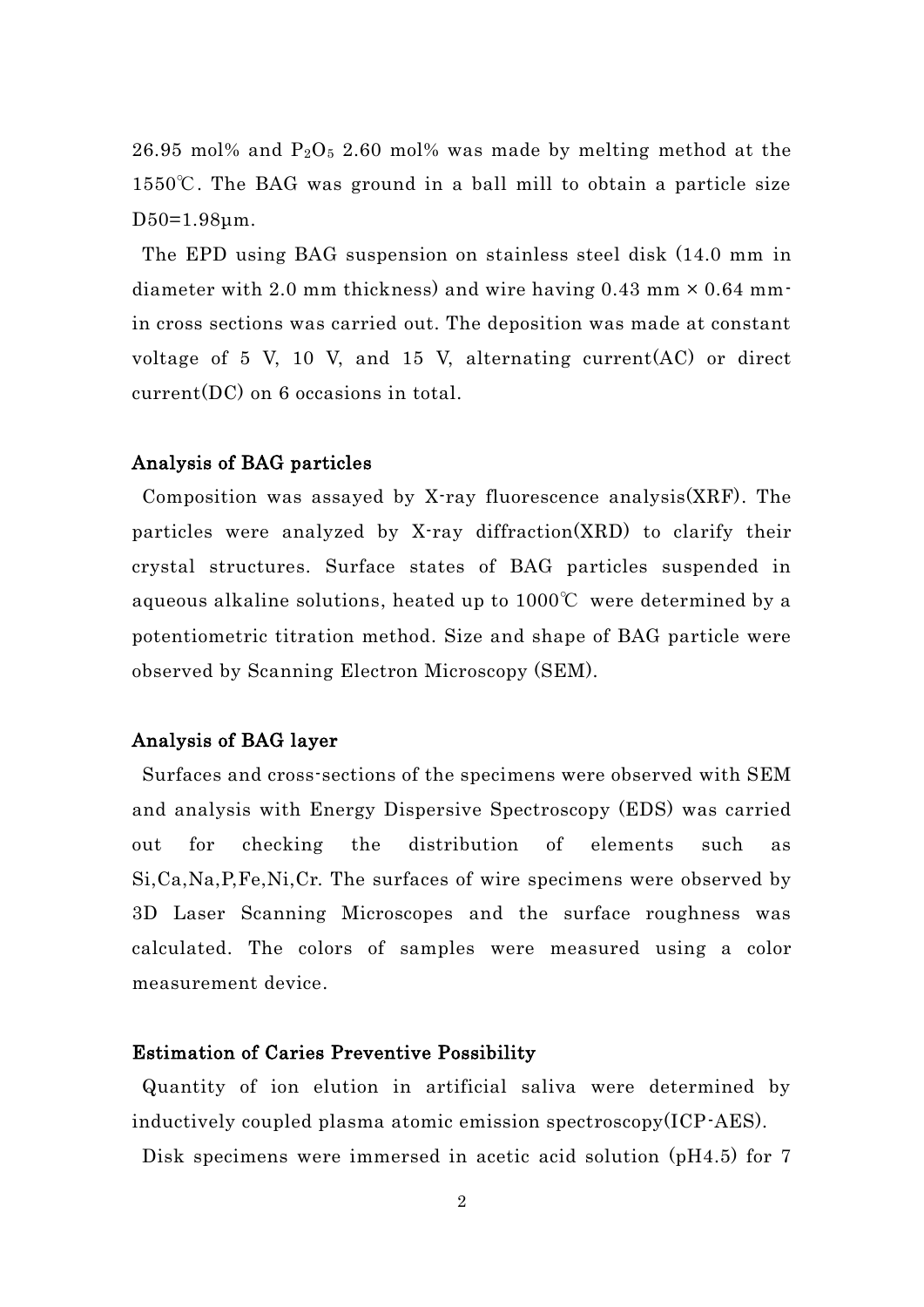26.95 mol% and $P_2O_5$ 2.60 mol% was made by melting method at the 1550℃. The BAG was ground in a ball mill to obtain a particle size D50=1.98μm.

The EPD using BAG suspension on stainless steel disk (14.0 mm in diameter with 2.0 mm thickness) and wire having 0.43 mm × 0.64 mm-in cross sections was carried out. The deposition was made at constant voltage of 5 V, 10 V, and 15 V, alternating current(AC) or direct current(DC) on 6 occasions in total.

### Analysis of BAG particles

Composition was assayed by X-ray fluorescence analysis(XRF). The particles were analyzed by X-ray diffraction(XRD) to clarify their crystal structures. Surface states of BAG particles suspended in aqueous alkaline solutions, heated up to 1000℃ were determined by a potentiometric titration method. Size and shape of BAG particle were observed by Scanning Electron Microscopy (SEM).

### Analysis of BAG layer

Surfaces and cross-sections of the specimens were observed with SEM and analysis with Energy Dispersive Spectroscopy (EDS) was carried out for checking the distribution of elements such as Si,Ca,Na,P,Fe,Ni,Cr. The surfaces of wire specimens were observed by 3D Laser Scanning Microscopes and the surface roughness was calculated. The colors of samples were measured using a color measurement device.

### Estimation of Caries Preventive Possibility

Quantity of ion elution in artificial saliva were determined by inductively coupled plasma atomic emission spectroscopy(ICP-AES).

Disk specimens were immersed in acetic acid solution (pH4.5) for 7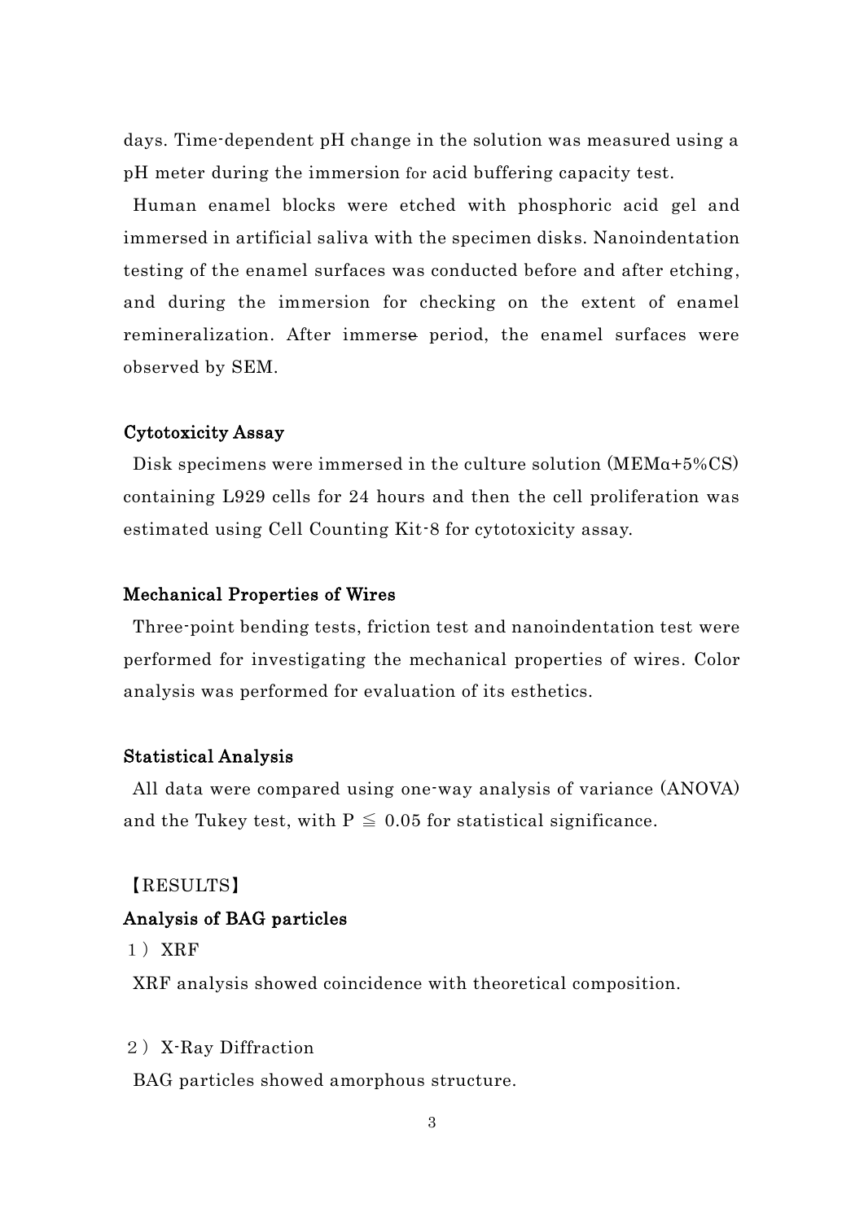days. Time-dependent pH change in the solution was measured using a pH meter during the immersion for acid buffering capacity test.

Human enamel blocks were etched with phosphoric acid gel and immersed in artificial saliva with the specimen disks. Nanoindentation testing of the enamel surfaces was conducted before and after etching, and during the immersion for checking on the extent of enamel remineralization. After immerse period, the enamel surfaces were observed by SEM.

### Cytotoxicity Assay

Disk specimens were immersed in the culture solution (MEMα+5%CS) containing L929 cells for 24 hours and then the cell proliferation was estimated using Cell Counting Kit-8 for cytotoxicity assay.

### Mechanical Properties of Wires

Three-point bending tests, friction test and nanoindentation test were performed for investigating the mechanical properties of wires. Color analysis was performed for evaluation of its esthetics.

### Statistical Analysis

All data were compared using one-way analysis of variance (ANOVA) and the Tukey test, with $P \leqq 0.05$ for statistical significance.

## 【RESULTS】

### Analysis of BAG particles

1） XRF

XRF analysis showed coincidence with theoretical composition.

2） X-Ray Diffraction

BAG particles showed amorphous structure.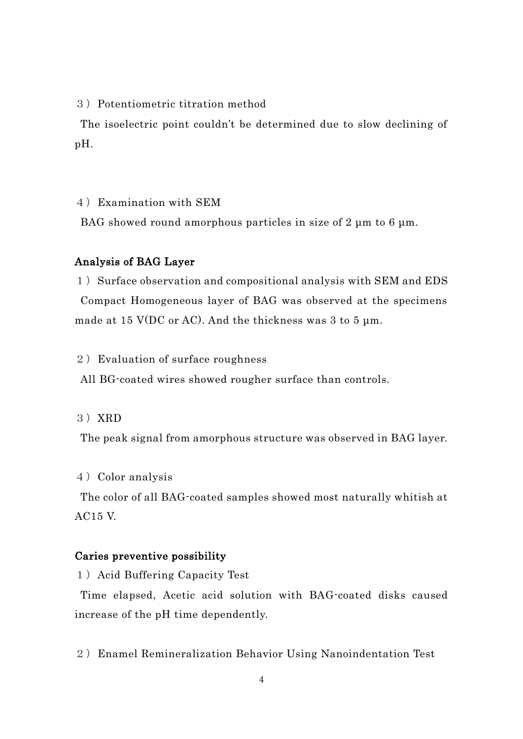3） Potentiometric titration method

The isoelectric point couldn't be determined due to slow declining of pH.

4） Examination with SEM

BAG showed round amorphous particles in size of 2 μm to 6 μm.

### Analysis of BAG Layer

1） Surface observation and compositional analysis with SEM and EDS

Compact Homogeneous layer of BAG was observed at the specimens made at 15 V(DC or AC). And the thickness was 3 to 5 μm.

2） Evaluation of surface roughness

All BG-coated wires showed rougher surface than controls.

3） XRD

The peak signal from amorphous structure was observed in BAG layer.

4） Color analysis

The color of all BAG-coated samples showed most naturally whitish at AC15 V.

### Caries preventive possibility

1） Acid Buffering Capacity Test

Time elapsed, Acetic acid solution with BAG-coated disks caused increase of the pH time dependently.

2） Enamel Remineralization Behavior Using Nanoindentation Test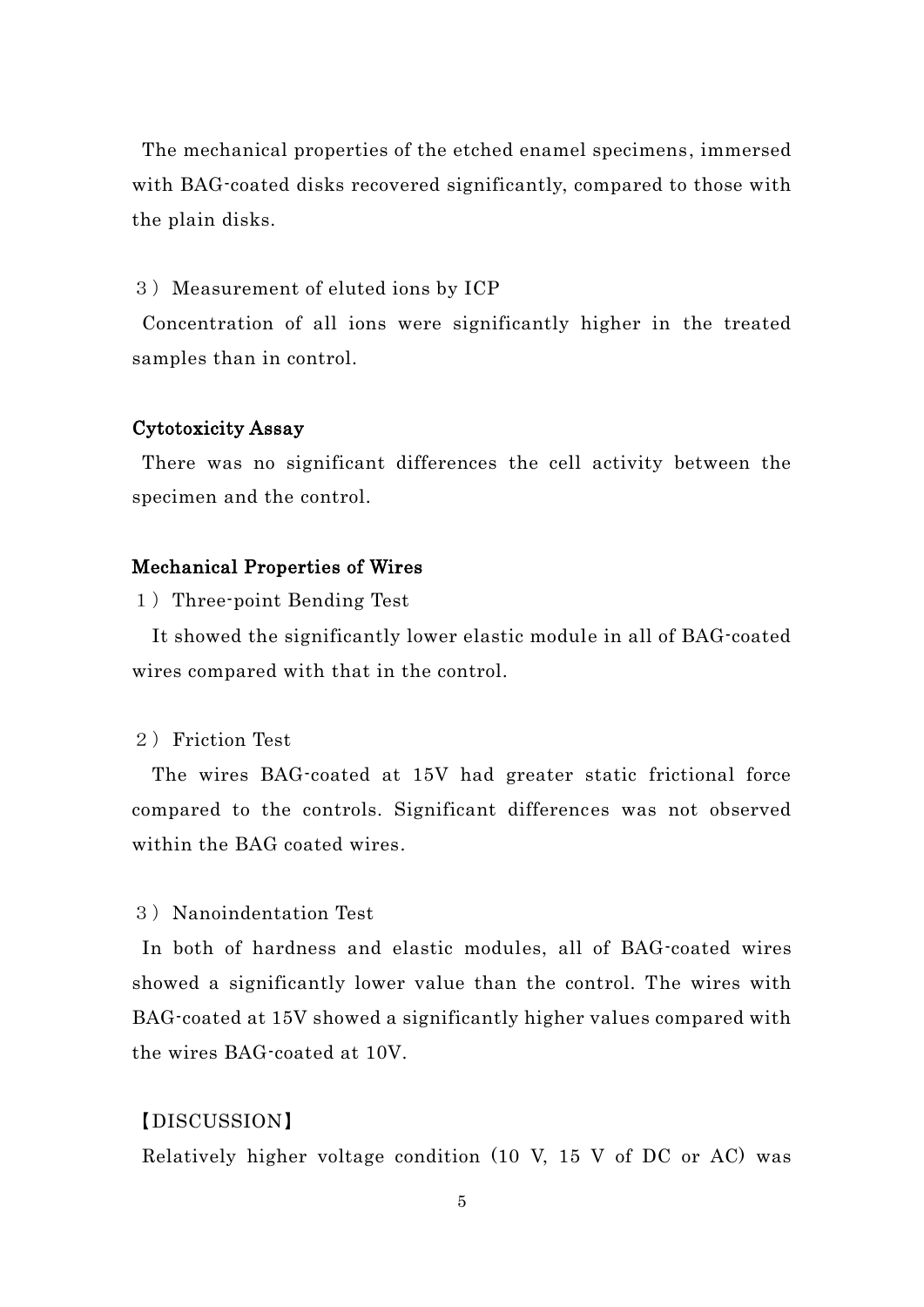The mechanical properties of the etched enamel specimens, immersed with BAG-coated disks recovered significantly, compared to those with the plain disks.

３）Measurement of eluted ions by ICP

Concentration of all ions were significantly higher in the treated samples than in control.

**Cytotoxicity Assay**

There was no significant differences the cell activity between the specimen and the control.

**Mechanical Properties of Wires**

１）Three-point Bending Test

It showed the significantly lower elastic module in all of BAG-coated wires compared with that in the control.

２）Friction Test

The wires BAG-coated at 15V had greater static frictional force compared to the controls. Significant differences was not observed within the BAG coated wires.

３）Nanoindentation Test

In both of hardness and elastic modules, all of BAG-coated wires showed a significantly lower value than the control. The wires with BAG-coated at 15V showed a significantly higher values compared with the wires BAG-coated at 10V.

【DISCUSSION】

Relatively higher voltage condition (10 V, 15 V of DC or AC) was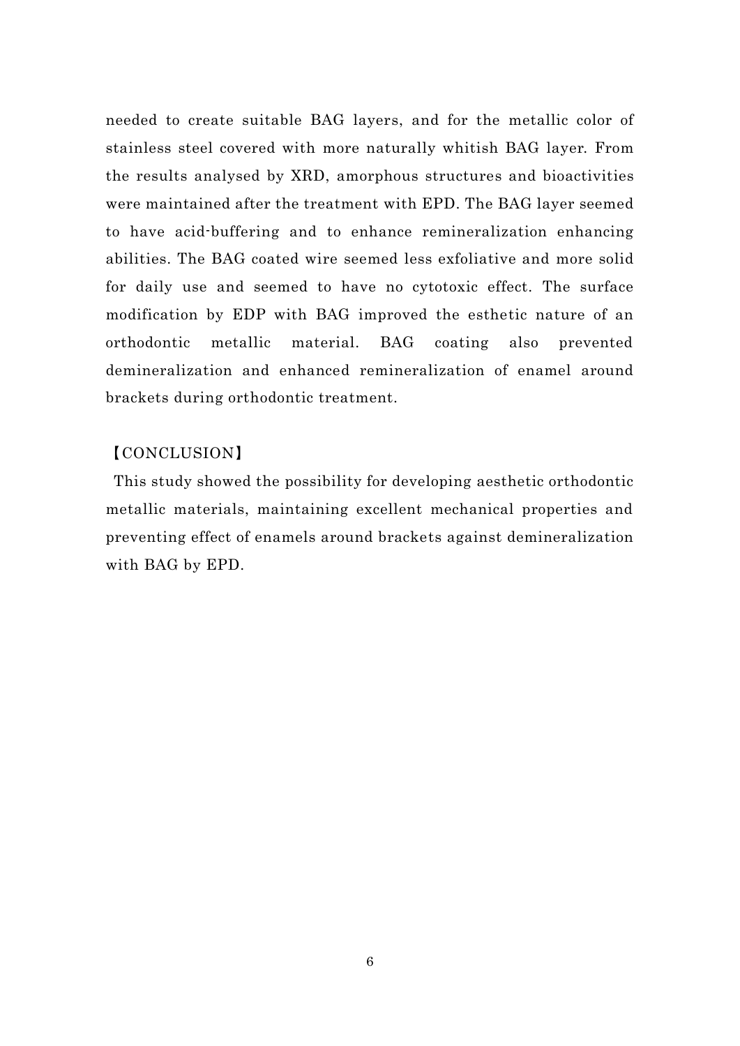needed to create suitable BAG layers, and for the metallic color of stainless steel covered with more naturally whitish BAG layer. From the results analysed by XRD, amorphous structures and bioactivities were maintained after the treatment with EPD. The BAG layer seemed to have acid-buffering and to enhance remineralization enhancing abilities. The BAG coated wire seemed less exfoliative and more solid for daily use and seemed to have no cytotoxic effect. The surface modification by EDP with BAG improved the esthetic nature of an orthodontic metallic material. BAG coating also prevented demineralization and enhanced remineralization of enamel around brackets during orthodontic treatment.

## 【CONCLUSION】

This study showed the possibility for developing aesthetic orthodontic metallic materials, maintaining excellent mechanical properties and preventing effect of enamels around brackets against demineralization with BAG by EPD.